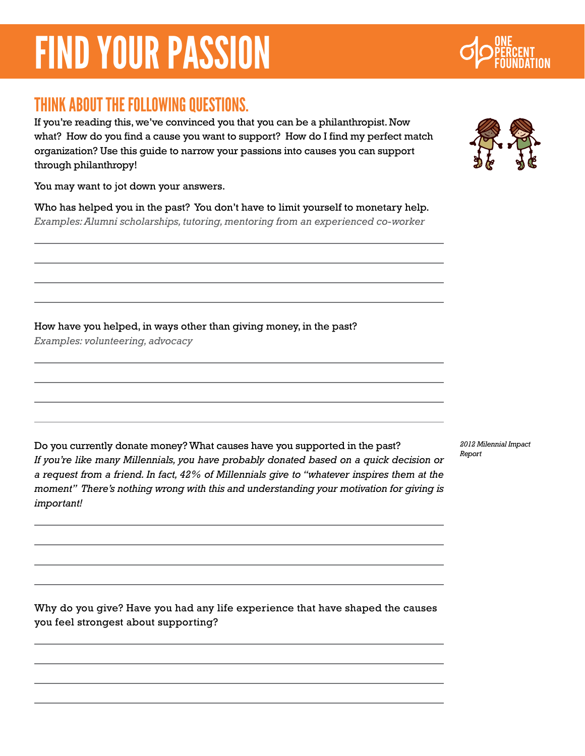# FIND YOUR PASSION

ONE PERCENT FOUNDATION

## THINK ABOUT THE FOLLOWING QUESTIONS.

If you're reading this, we've convinced you that you can be a philanthropist. Now what? How do you find a cause you want to support? How do I find my perfect match organization? Use this guide to narrow your passions into causes you can support through philanthropy!

You may want to jot down your answers.

Who has helped you in the past? You don't have to limit yourself to monetary help.
*Examples: Alumni scholarships, tutoring, mentoring from an experienced co-worker*

How have you helped, in ways other than giving money, in the past?
*Examples: volunteering, advocacy*

Do you currently donate money? What causes have you supported in the past?
*If you're like many Millennials, you have probably donated based on a quick decision or a request from a friend. In fact, 42% of Millennials give to "whatever inspires them at the moment" There's nothing wrong with this and understanding your motivation for giving is important!*

*2012 Milennial Impact Report*

Why do you give? Have you had any life experience that have shaped the causes you feel strongest about supporting?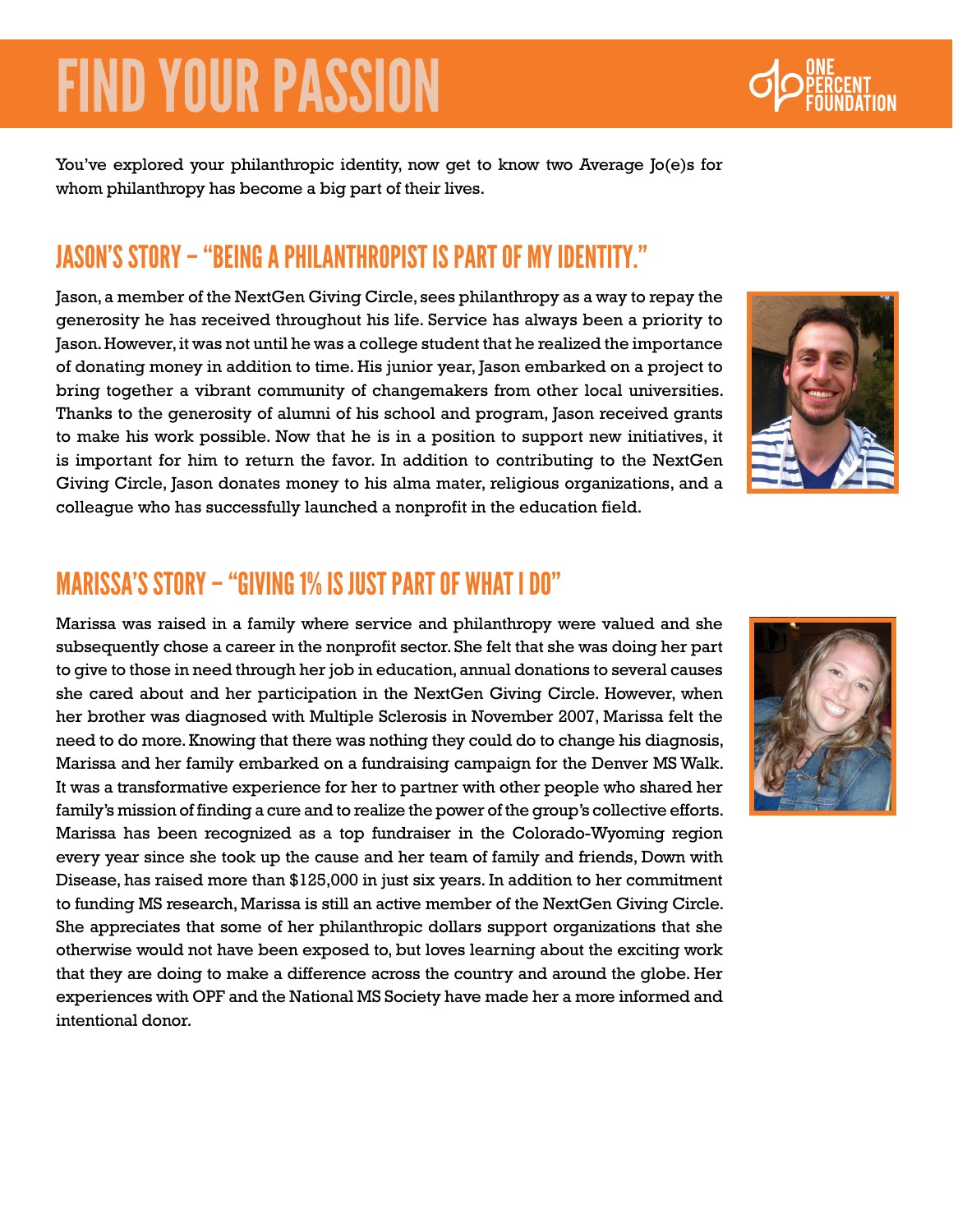# FIND YOUR PASSION

ONE PERCENT FOUNDATION

You've explored your philanthropic identity, now get to know two Average Jo(e)s for whom philanthropy has become a big part of their lives.

## JASON'S STORY – "BEING A PHILANTHROPIST IS PART OF MY IDENTITY."

Jason, a member of the NextGen Giving Circle, sees philanthropy as a way to repay the generosity he has received throughout his life. Service has always been a priority to Jason. However, it was not until he was a college student that he realized the importance of donating money in addition to time. His junior year, Jason embarked on a project to bring together a vibrant community of changemakers from other local universities. Thanks to the generosity of alumni of his school and program, Jason received grants to make his work possible. Now that he is in a position to support new initiatives, it is important for him to return the favor. In addition to contributing to the NextGen Giving Circle, Jason donates money to his alma mater, religious organizations, and a colleague who has successfully launched a nonprofit in the education field.

## MARISSA'S STORY – "GIVING 1% IS JUST PART OF WHAT I DO"

Marissa was raised in a family where service and philanthropy were valued and she subsequently chose a career in the nonprofit sector. She felt that she was doing her part to give to those in need through her job in education, annual donations to several causes she cared about and her participation in the NextGen Giving Circle. However, when her brother was diagnosed with Multiple Sclerosis in November 2007, Marissa felt the need to do more. Knowing that there was nothing they could do to change his diagnosis, Marissa and her family embarked on a fundraising campaign for the Denver MS Walk. It was a transformative experience for her to partner with other people who shared her family's mission of finding a cure and to realize the power of the group's collective efforts. Marissa has been recognized as a top fundraiser in the Colorado-Wyoming region every year since she took up the cause and her team of family and friends, Down with Disease, has raised more than $125,000 in just six years. In addition to her commitment to funding MS research, Marissa is still an active member of the NextGen Giving Circle. She appreciates that some of her philanthropic dollars support organizations that she otherwise would not have been exposed to, but loves learning about the exciting work that they are doing to make a difference across the country and around the globe. Her experiences with OPF and the National MS Society have made her a more informed and intentional donor.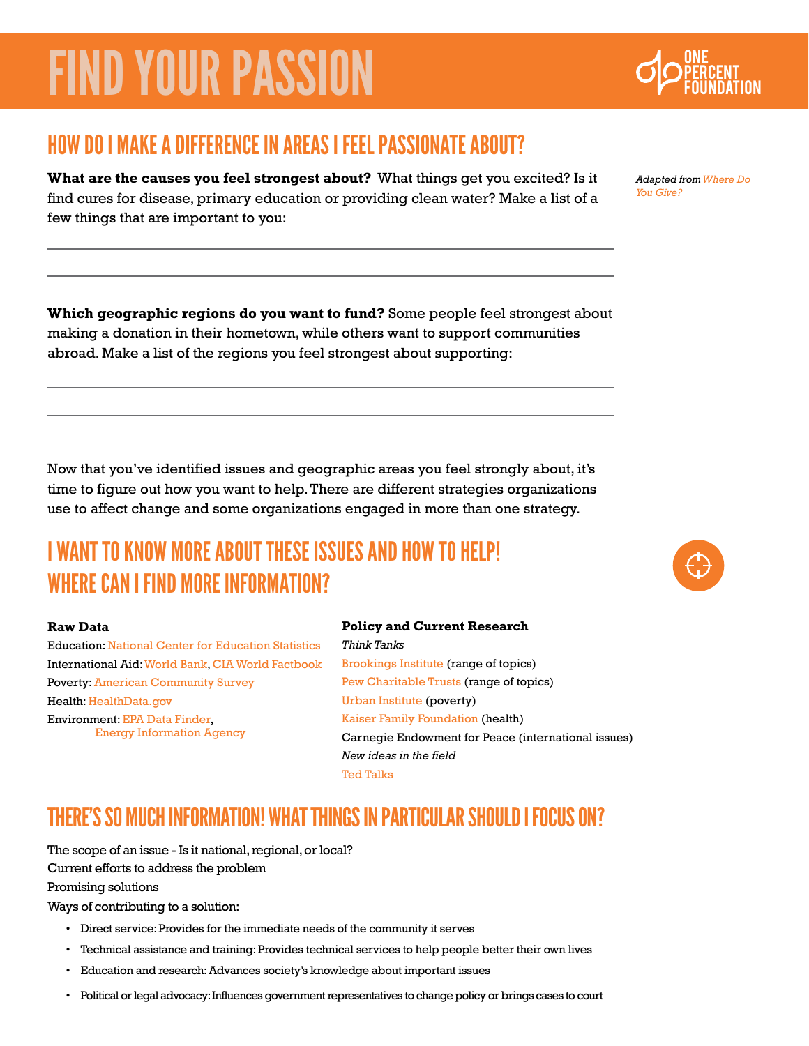# FIND YOUR PASSION

ONE PERCENT FOUNDATION

## HOW DO I MAKE A DIFFERENCE IN AREAS I FEEL PASSIONATE ABOUT?

*Adapted from Where Do You Give?*

**What are the causes you feel strongest about?** What things get you excited? Is it find cures for disease, primary education or providing clean water? Make a list of a few things that are important to you:

______________________________________________

______________________________________________

**Which geographic regions do you want to fund?** Some people feel strongest about making a donation in their hometown, while others want to support communities abroad. Make a list of the regions you feel strongest about supporting:

______________________________________________

______________________________________________

Now that you've identified issues and geographic areas you feel strongly about, it's time to figure out how you want to help. There are different strategies organizations use to affect change and some organizations engaged in more than one strategy.

## I WANT TO KNOW MORE ABOUT THESE ISSUES AND HOW TO HELP! WHERE CAN I FIND MORE INFORMATION?

**Raw Data**

Education: National Center for Education Statistics
International Aid: World Bank, CIA World Factbook
Poverty: American Community Survey
Health: HealthData.gov
Environment: EPA Data Finder, Energy Information Agency

**Policy and Current Research**

*Think Tanks*

Brookings Institute (range of topics)
Pew Charitable Trusts (range of topics)
Urban Institute (poverty)
Kaiser Family Foundation (health)
Carnegie Endowment for Peace (international issues)

*New ideas in the field*

Ted Talks

## THERE'S SO MUCH INFORMATION! WHAT THINGS IN PARTICULAR SHOULD I FOCUS ON?

The scope of an issue - Is it national, regional, or local?
Current efforts to address the problem
Promising solutions
Ways of contributing to a solution:

- Direct service: Provides for the immediate needs of the community it serves
- Technical assistance and training: Provides technical services to help people better their own lives
- Education and research: Advances society's knowledge about important issues
- Political or legal advocacy: Influences government representatives to change policy or brings cases to court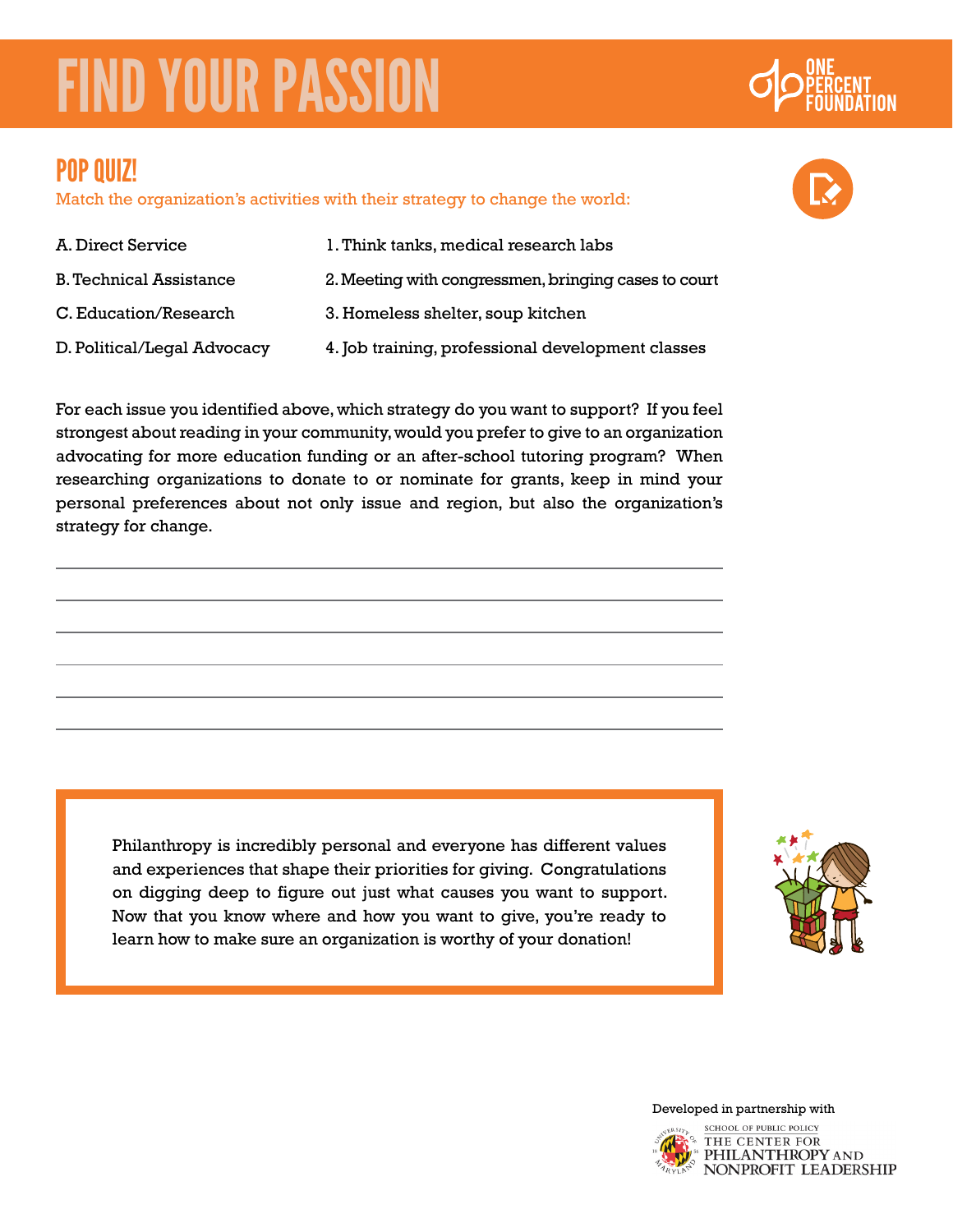# FIND YOUR PASSION

ONE PERCENT FOUNDATION

## POP QUIZ!

Match the organization's activities with their strategy to change the world:

| | |
|---|---|
| A. Direct Service | 1. Think tanks, medical research labs |
| B. Technical Assistance | 2. Meeting with congressmen, bringing cases to court |
| C. Education/Research | 3. Homeless shelter, soup kitchen |
| D. Political/Legal Advocacy | 4. Job training, professional development classes |

For each issue you identified above, which strategy do you want to support? If you feel strongest about reading in your community, would you prefer to give to an organization advocating for more education funding or an after-school tutoring program? When researching organizations to donate to or nominate for grants, keep in mind your personal preferences about not only issue and region, but also the organization's strategy for change.

Philanthropy is incredibly personal and everyone has different values and experiences that shape their priorities for giving. Congratulations on digging deep to figure out just what causes you want to support. Now that you know where and how you want to give, you're ready to learn how to make sure an organization is worthy of your donation!

Developed in partnership with

SCHOOL OF PUBLIC POLICY
THE CENTER FOR PHILANTHROPY AND NONPROFIT LEADERSHIP